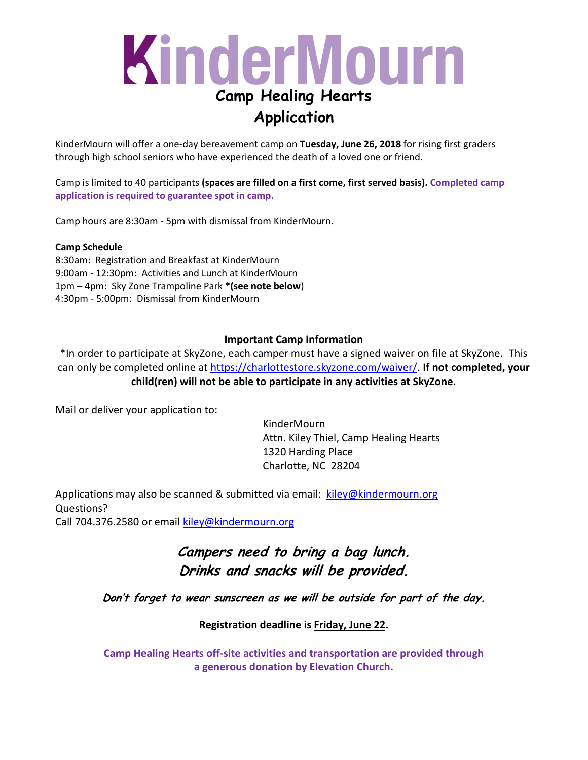# KinderMourn

## Camp Healing Hearts
## Application

KinderMourn will offer a one-day bereavement camp on **Tuesday, June 26, 2018** for rising first graders through high school seniors who have experienced the death of a loved one or friend.

Camp is limited to 40 participants **(spaces are filled on a first come, first served basis). Completed camp application is required to guarantee spot in camp.**

Camp hours are 8:30am - 5pm with dismissal from KinderMourn.

**Camp Schedule**
8:30am: Registration and Breakfast at KinderMourn
9:00am - 12:30pm: Activities and Lunch at KinderMourn
1pm – 4pm: Sky Zone Trampoline Park ***(see note below**)
4:30pm - 5:00pm: Dismissal from KinderMourn

**Important Camp Information**

*In order to participate at SkyZone, each camper must have a signed waiver on file at SkyZone. This can only be completed online at https://charlottestore.skyzone.com/waiver/. **If not completed, your child(ren) will not be able to participate in any activities at SkyZone.**

Mail or deliver your application to:

KinderMourn
Attn. Kiley Thiel, Camp Healing Hearts
1320 Harding Place
Charlotte, NC 28204

Applications may also be scanned & submitted via email: kiley@kindermourn.org
Questions?
Call 704.376.2580 or email kiley@kindermourn.org

***Campers need to bring a bag lunch.***
***Drinks and snacks will be provided.***

***Don't forget to wear sunscreen as we will be outside for part of the day.***

**Registration deadline is Friday, June 22.**

**Camp Healing Hearts off-site activities and transportation are provided through a generous donation by Elevation Church.**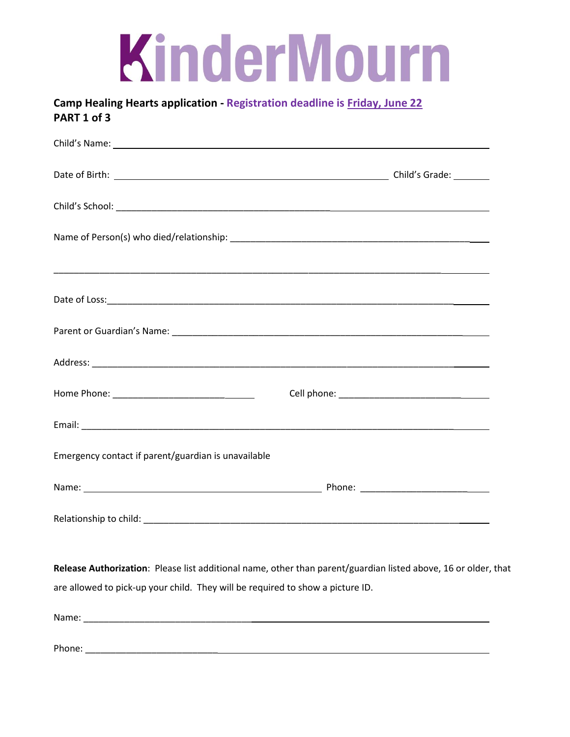# KinderMourn

**Camp Healing Hearts application - Registration deadline is Friday, June 22**
**PART 1 of 3**

Child's Name: ______________________________________________________________

Date of Birth: ____________________________________________ Child's Grade: _______

Child's School: ______________________________________________________________

Name of Person(s) who died/relationship: ____________________________________________

______________________________________________________________________________

Date of Loss: ______________________________________________________________

Parent or Guardian's Name: ____________________________________________________

Address: __________________________________________________________________

Home Phone: ________________________ Cell phone: ___________________________

Email: ____________________________________________________________________

Emergency contact if parent/guardian is unavailable

Name: ______________________________________ Phone: ______________________

Relationship to child: _________________________________________________________

**Release Authorization**: Please list additional name, other than parent/guardian listed above, 16 or older, that are allowed to pick-up your child. They will be required to show a picture ID.

Name: ____________________________________________________________________

Phone: ____________________________________________________________________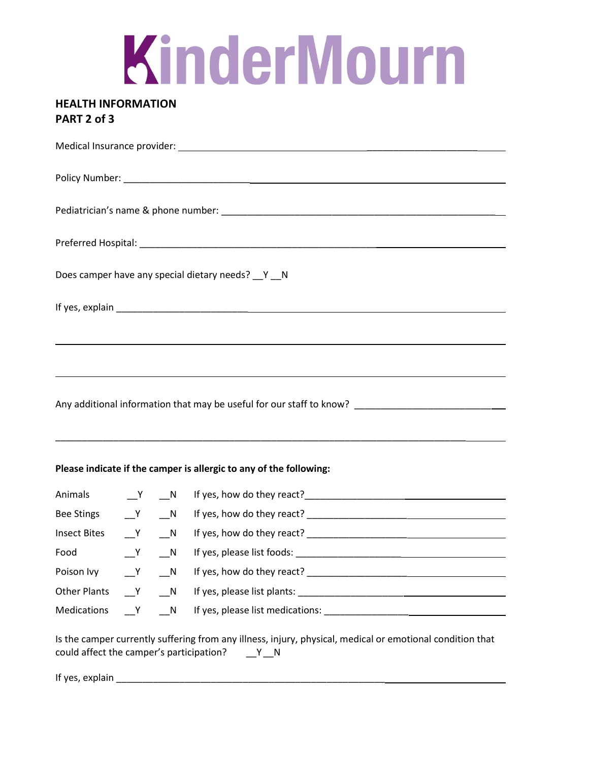# KinderMourn

**HEALTH INFORMATION**
**PART 2 of 3**

Medical Insurance provider: ______________________________________________

Policy Number: ______________________________________________

Pediatrician's name & phone number: ______________________________________________

Preferred Hospital: ______________________________________________

Does camper have any special dietary needs? __Y __N

If yes, explain ______________________________________________

______________________________________________

______________________________________________

Any additional information that may be useful for our staff to know? ______________________________

______________________________________________

**Please indicate if the camper is allergic to any of the following:**

| | | | |
|---|---|---|---|
| Animals | __Y | __N | If yes, how do they react? ______________________ |
| Bee Stings | __Y | __N | If yes, how do they react? ______________________ |
| Insect Bites | __Y | __N | If yes, how do they react? ______________________ |
| Food | __Y | __N | If yes, please list foods: ______________________ |
| Poison Ivy | __Y | __N | If yes, how do they react? ______________________ |
| Other Plants | __Y | __N | If yes, please list plants: ______________________ |
| Medications | __Y | __N | If yes, please list medications: ______________________ |

Is the camper currently suffering from any illness, injury, physical, medical or emotional condition that could affect the camper's participation? __Y __N

If yes, explain ______________________________________________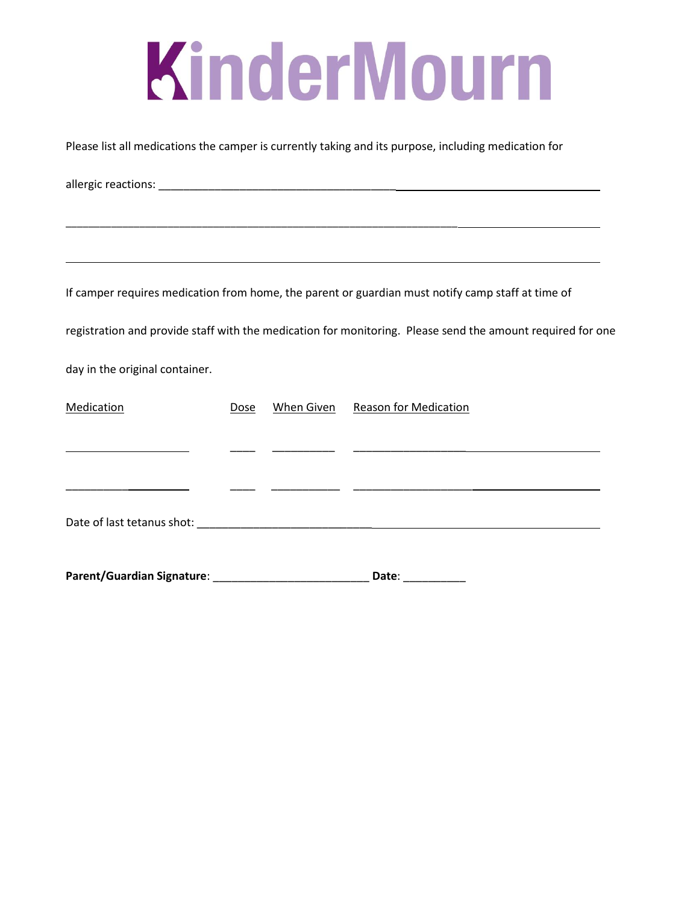# KinderMourn

Please list all medications the camper is currently taking and its purpose, including medication for

allergic reactions: ________________________________________________________________

____________________________________________________________________________

____________________________________________________________________________

If camper requires medication from home, the parent or guardian must notify camp staff at time of registration and provide staff with the medication for monitoring. Please send the amount required for one day in the original container.

| Medication | Dose | When Given | Reason for Medication |
|---|---|---|---|
| ____________________ | ____ | __________ | ________________________________________ |
| ____________________ | ____ | ___________ | ________________________________________ |

Date of last tetanus shot: ________________________________________________________________

**Parent/Guardian Signature**: _________________________ **Date**: __________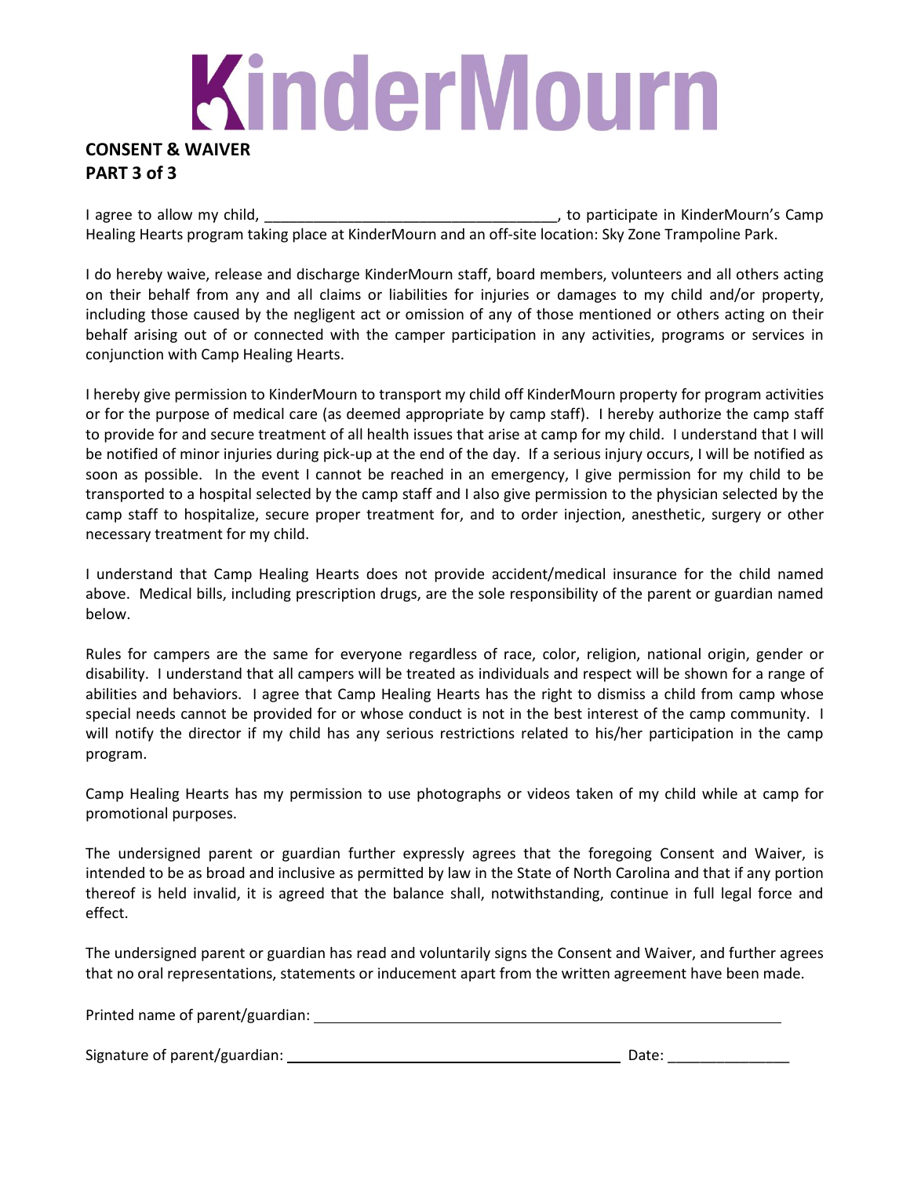# KinderMourn

**CONSENT & WAIVER**
**PART 3 of 3**

I agree to allow my child, ___________________________________, to participate in KinderMourn's Camp Healing Hearts program taking place at KinderMourn and an off-site location: Sky Zone Trampoline Park.

I do hereby waive, release and discharge KinderMourn staff, board members, volunteers and all others acting on their behalf from any and all claims or liabilities for injuries or damages to my child and/or property, including those caused by the negligent act or omission of any of those mentioned or others acting on their behalf arising out of or connected with the camper participation in any activities, programs or services in conjunction with Camp Healing Hearts.

I hereby give permission to KinderMourn to transport my child off KinderMourn property for program activities or for the purpose of medical care (as deemed appropriate by camp staff). I hereby authorize the camp staff to provide for and secure treatment of all health issues that arise at camp for my child. I understand that I will be notified of minor injuries during pick-up at the end of the day. If a serious injury occurs, I will be notified as soon as possible. In the event I cannot be reached in an emergency, I give permission for my child to be transported to a hospital selected by the camp staff and I also give permission to the physician selected by the camp staff to hospitalize, secure proper treatment for, and to order injection, anesthetic, surgery or other necessary treatment for my child.

I understand that Camp Healing Hearts does not provide accident/medical insurance for the child named above. Medical bills, including prescription drugs, are the sole responsibility of the parent or guardian named below.

Rules for campers are the same for everyone regardless of race, color, religion, national origin, gender or disability. I understand that all campers will be treated as individuals and respect will be shown for a range of abilities and behaviors. I agree that Camp Healing Hearts has the right to dismiss a child from camp whose special needs cannot be provided for or whose conduct is not in the best interest of the camp community. I will notify the director if my child has any serious restrictions related to his/her participation in the camp program.

Camp Healing Hearts has my permission to use photographs or videos taken of my child while at camp for promotional purposes.

The undersigned parent or guardian further expressly agrees that the foregoing Consent and Waiver, is intended to be as broad and inclusive as permitted by law in the State of North Carolina and that if any portion thereof is held invalid, it is agreed that the balance shall, notwithstanding, continue in full legal force and effect.

The undersigned parent or guardian has read and voluntarily signs the Consent and Waiver, and further agrees that no oral representations, statements or inducement apart from the written agreement have been made.

Printed name of parent/guardian: ___________________________________________

Signature of parent/guardian: ______________________________ Date: _______________